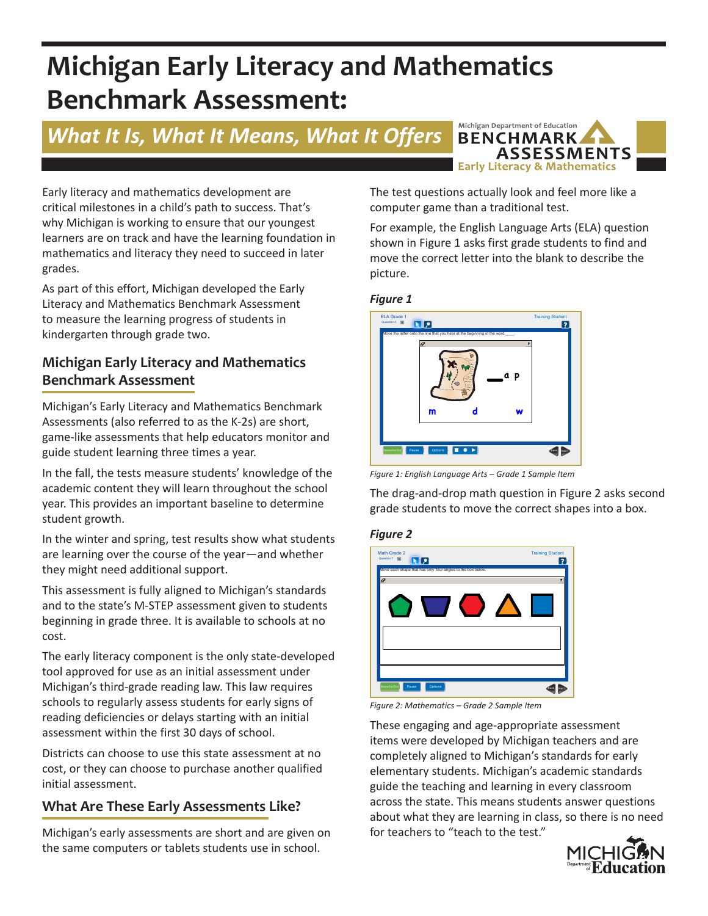# Michigan Early Literacy and Mathematics Benchmark Assessment:

## *What It Is, What It Means, What It Offers*

Early literacy and mathematics development are critical milestones in a child's path to success. That's why Michigan is working to ensure that our youngest learners are on track and have the learning foundation in mathematics and literacy they need to succeed in later grades.

As part of this effort, Michigan developed the Early Literacy and Mathematics Benchmark Assessment to measure the learning progress of students in kindergarten through grade two.

## Michigan Early Literacy and Mathematics Benchmark Assessment

Michigan's Early Literacy and Mathematics Benchmark Assessments (also referred to as the K-2s) are short, game-like assessments that help educators monitor and guide student learning three times a year.

In the fall, the tests measure students' knowledge of the academic content they will learn throughout the school year. This provides an important baseline to determine student growth.

In the winter and spring, test results show what students are learning over the course of the year—and whether they might need additional support.

This assessment is fully aligned to Michigan's standards and to the state's M-STEP assessment given to students beginning in grade three. It is available to schools at no cost.

The early literacy component is the only state-developed tool approved for use as an initial assessment under Michigan's third-grade reading law. This law requires schools to regularly assess students for early signs of reading deficiencies or delays starting with an initial assessment within the first 30 days of school.

Districts can choose to use this state assessment at no cost, or they can choose to purchase another qualified initial assessment.

## What Are These Early Assessments Like?

Michigan's early assessments are short and are given on the same computers or tablets students use in school.

The test questions actually look and feel more like a computer game than a traditional test.

For example, the English Language Arts (ELA) question shown in Figure 1 asks first grade students to find and move the correct letter into the blank to describe the picture.

***Figure 1***

*Figure 1: English Language Arts – Grade 1 Sample Item*

The drag-and-drop math question in Figure 2 asks second grade students to move the correct shapes into a box.

***Figure 2***

*Figure 2: Mathematics – Grade 2 Sample Item*

These engaging and age-appropriate assessment items were developed by Michigan teachers and are completely aligned to Michigan's standards for early elementary students. Michigan's academic standards guide the teaching and learning in every classroom across the state. This means students answer questions about what they are learning in class, so there is no need for teachers to "teach to the test."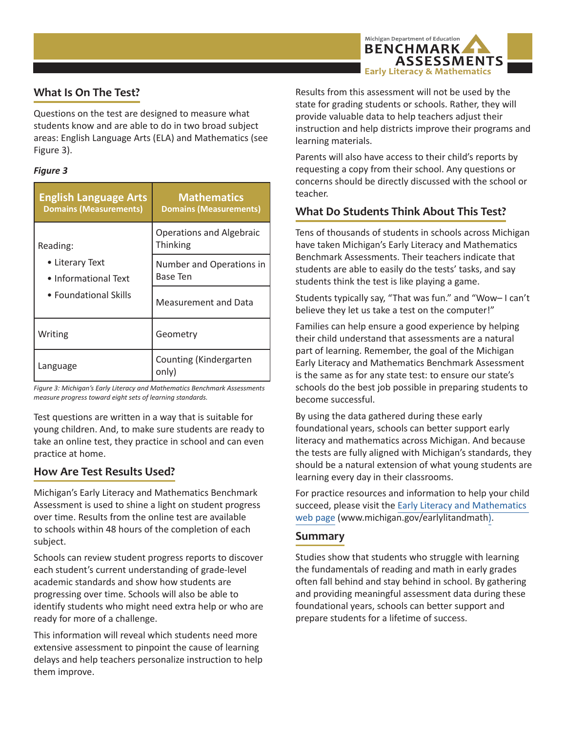## What Is On The Test?

Questions on the test are designed to measure what students know and are able to do in two broad subject areas: English Language Arts (ELA) and Mathematics (see Figure 3).

***Figure 3***

| English Language Arts Domains (Measurements) | Mathematics Domains (Measurements) |
|---|---|
| Reading: • Literary Text • Informational Text • Foundational Skills | Operations and Algebraic Thinking |
| | Number and Operations in Base Ten |
| | Measurement and Data |
| Writing | Geometry |
| Language | Counting (Kindergarten only) |

*Figure 3: Michigan's Early Literacy and Mathematics Benchmark Assessments measure progress toward eight sets of learning standards.*

Test questions are written in a way that is suitable for young children. And, to make sure students are ready to take an online test, they practice in school and can even practice at home.

## How Are Test Results Used?

Michigan's Early Literacy and Mathematics Benchmark Assessment is used to shine a light on student progress over time. Results from the online test are available to schools within 48 hours of the completion of each subject.

Schools can review student progress reports to discover each student's current understanding of grade-level academic standards and show how students are progressing over time. Schools will also be able to identify students who might need extra help or who are ready for more of a challenge.

This information will reveal which students need more extensive assessment to pinpoint the cause of learning delays and help teachers personalize instruction to help them improve.

Results from this assessment will not be used by the state for grading students or schools. Rather, they will provide valuable data to help teachers adjust their instruction and help districts improve their programs and learning materials.

Parents will also have access to their child's reports by requesting a copy from their school. Any questions or concerns should be directly discussed with the school or teacher.

## What Do Students Think About This Test?

Tens of thousands of students in schools across Michigan have taken Michigan's Early Literacy and Mathematics Benchmark Assessments. Their teachers indicate that students are able to easily do the tests' tasks, and say students think the test is like playing a game.

Students typically say, "That was fun." and "Wow– I can't believe they let us take a test on the computer!"

Families can help ensure a good experience by helping their child understand that assessments are a natural part of learning. Remember, the goal of the Michigan Early Literacy and Mathematics Benchmark Assessment is the same as for any state test: to ensure our state's schools do the best job possible in preparing students to become successful.

By using the data gathered during these early foundational years, schools can better support early literacy and mathematics across Michigan. And because the tests are fully aligned with Michigan's standards, they should be a natural extension of what young students are learning every day in their classrooms.

For practice resources and information to help your child succeed, please visit the Early Literacy and Mathematics web page (www.michigan.gov/earlylitandmath).

## Summary

Studies show that students who struggle with learning the fundamentals of reading and math in early grades often fall behind and stay behind in school. By gathering and providing meaningful assessment data during these foundational years, schools can better support and prepare students for a lifetime of success.